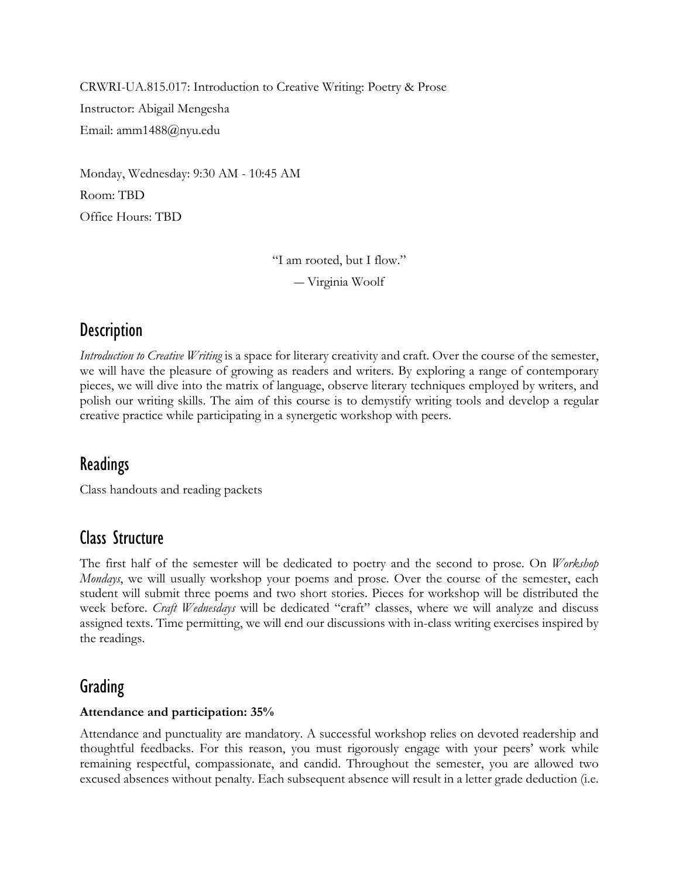CRWRI-UA.815.017: Introduction to Creative Writing: Poetry & Prose

Instructor: Abigail Mengesha

Email: amm1488@nyu.edu

Monday, Wednesday: 9:30 AM - 10:45 AM

Room: TBD

Office Hours: TBD

"I am rooted, but I flow."

— Virginia Woolf

## Description

*Introduction to Creative Writing* is a space for literary creativity and craft. Over the course of the semester, we will have the pleasure of growing as readers and writers. By exploring a range of contemporary pieces, we will dive into the matrix of language, observe literary techniques employed by writers, and polish our writing skills. The aim of this course is to demystify writing tools and develop a regular creative practice while participating in a synergetic workshop with peers.

## Readings

Class handouts and reading packets

## Class Structure

The first half of the semester will be dedicated to poetry and the second to prose. On *Workshop Mondays*, we will usually workshop your poems and prose. Over the course of the semester, each student will submit three poems and two short stories. Pieces for workshop will be distributed the week before. *Craft Wednesdays* will be dedicated "craft" classes, where we will analyze and discuss assigned texts. Time permitting, we will end our discussions with in-class writing exercises inspired by the readings.

## Grading

**Attendance and participation: 35%**

Attendance and punctuality are mandatory. A successful workshop relies on devoted readership and thoughtful feedbacks. For this reason, you must rigorously engage with your peers' work while remaining respectful, compassionate, and candid. Throughout the semester, you are allowed two excused absences without penalty. Each subsequent absence will result in a letter grade deduction (i.e.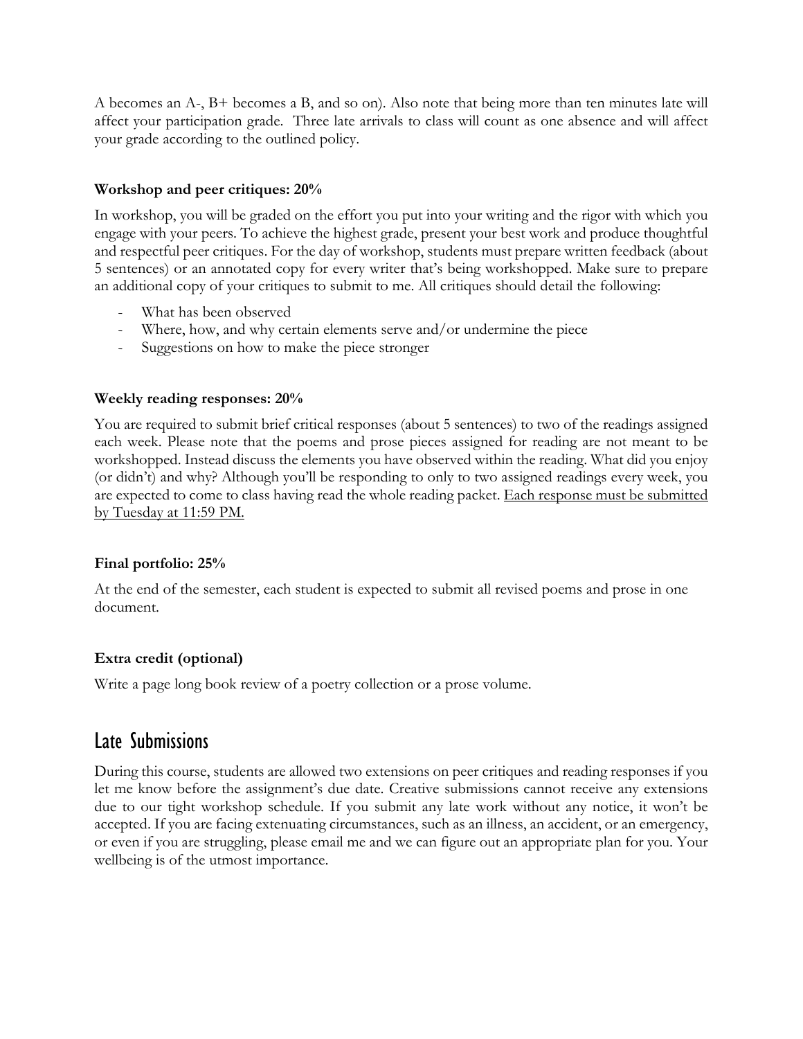A becomes an A-, B+ becomes a B, and so on). Also note that being more than ten minutes late will affect your participation grade. Three late arrivals to class will count as one absence and will affect your grade according to the outlined policy.

**Workshop and peer critiques: 20%**

In workshop, you will be graded on the effort you put into your writing and the rigor with which you engage with your peers. To achieve the highest grade, present your best work and produce thoughtful and respectful peer critiques. For the day of workshop, students must prepare written feedback (about 5 sentences) or an annotated copy for every writer that's being workshopped. Make sure to prepare an additional copy of your critiques to submit to me. All critiques should detail the following:

- What has been observed
- Where, how, and why certain elements serve and/or undermine the piece
- Suggestions on how to make the piece stronger

**Weekly reading responses: 20%**

You are required to submit brief critical responses (about 5 sentences) to two of the readings assigned each week. Please note that the poems and prose pieces assigned for reading are not meant to be workshopped. Instead discuss the elements you have observed within the reading. What did you enjoy (or didn't) and why? Although you'll be responding to only to two assigned readings every week, you are expected to come to class having read the whole reading packet. <u>Each response must be submitted by Tuesday at 11:59 PM.</u>

**Final portfolio: 25%**

At the end of the semester, each student is expected to submit all revised poems and prose in one document.

**Extra credit (optional)**

Write a page long book review of a poetry collection or a prose volume.

## Late Submissions

During this course, students are allowed two extensions on peer critiques and reading responses if you let me know before the assignment's due date. Creative submissions cannot receive any extensions due to our tight workshop schedule. If you submit any late work without any notice, it won't be accepted. If you are facing extenuating circumstances, such as an illness, an accident, or an emergency, or even if you are struggling, please email me and we can figure out an appropriate plan for you. Your wellbeing is of the utmost importance.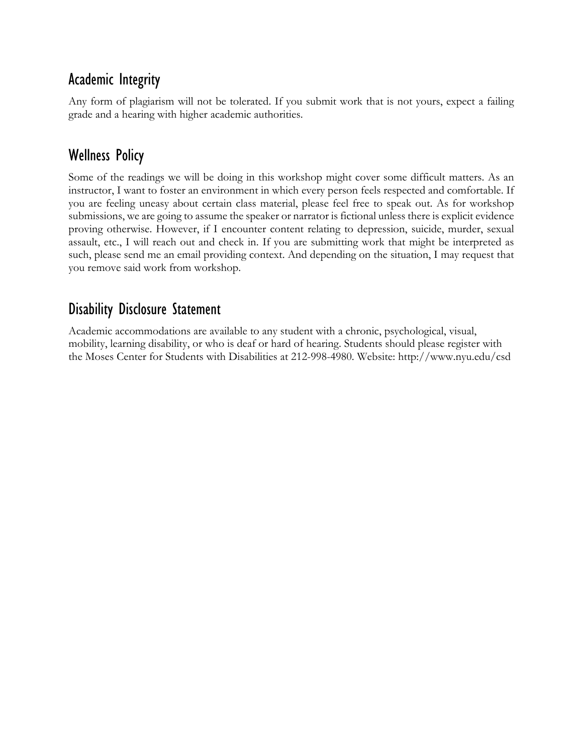## Academic Integrity

Any form of plagiarism will not be tolerated. If you submit work that is not yours, expect a failing grade and a hearing with higher academic authorities.

## Wellness Policy

Some of the readings we will be doing in this workshop might cover some difficult matters. As an instructor, I want to foster an environment in which every person feels respected and comfortable. If you are feeling uneasy about certain class material, please feel free to speak out. As for workshop submissions, we are going to assume the speaker or narrator is fictional unless there is explicit evidence proving otherwise. However, if I encounter content relating to depression, suicide, murder, sexual assault, etc., I will reach out and check in. If you are submitting work that might be interpreted as such, please send me an email providing context. And depending on the situation, I may request that you remove said work from workshop.

## Disability Disclosure Statement

Academic accommodations are available to any student with a chronic, psychological, visual, mobility, learning disability, or who is deaf or hard of hearing. Students should please register with the Moses Center for Students with Disabilities at 212-998-4980. Website: http://www.nyu.edu/csd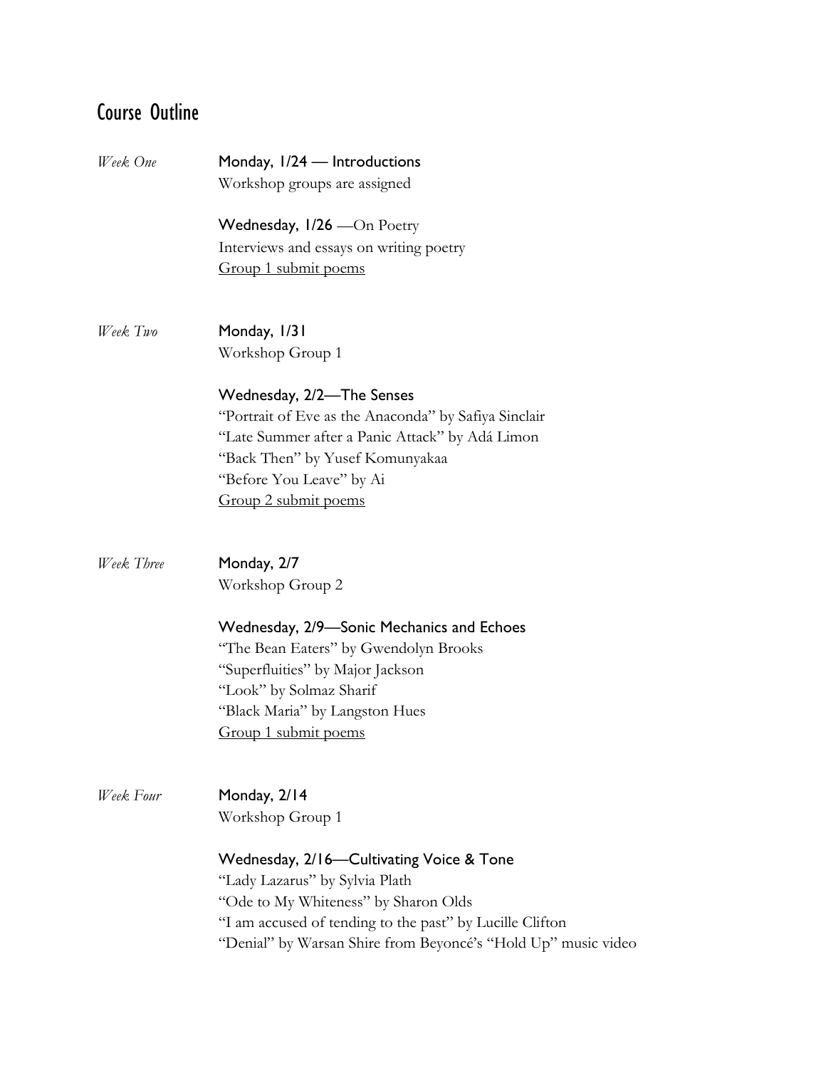## Course Outline

*Week One*

**Monday, 1/24 — Introductions**
Workshop groups are assigned

**Wednesday, 1/26** —On Poetry
Interviews and essays on writing poetry
Group 1 submit poems

*Week Two*

**Monday, 1/31**
Workshop Group 1

**Wednesday, 2/2—The Senses**
"Portrait of Eve as the Anaconda" by Safiya Sinclair
"Late Summer after a Panic Attack" by Adá Limon
"Back Then" by Yusef Komunyakaa
"Before You Leave" by Ai
Group 2 submit poems

*Week Three*

**Monday, 2/7**
Workshop Group 2

**Wednesday, 2/9—Sonic Mechanics and Echoes**
"The Bean Eaters" by Gwendolyn Brooks
"Superfluities" by Major Jackson
"Look" by Solmaz Sharif
"Black Maria" by Langston Hues
Group 1 submit poems

*Week Four*

**Monday, 2/14**
Workshop Group 1

**Wednesday, 2/16—Cultivating Voice & Tone**
"Lady Lazarus" by Sylvia Plath
"Ode to My Whiteness" by Sharon Olds
"I am accused of tending to the past" by Lucille Clifton
"Denial" by Warsan Shire from Beyoncé's "Hold Up" music video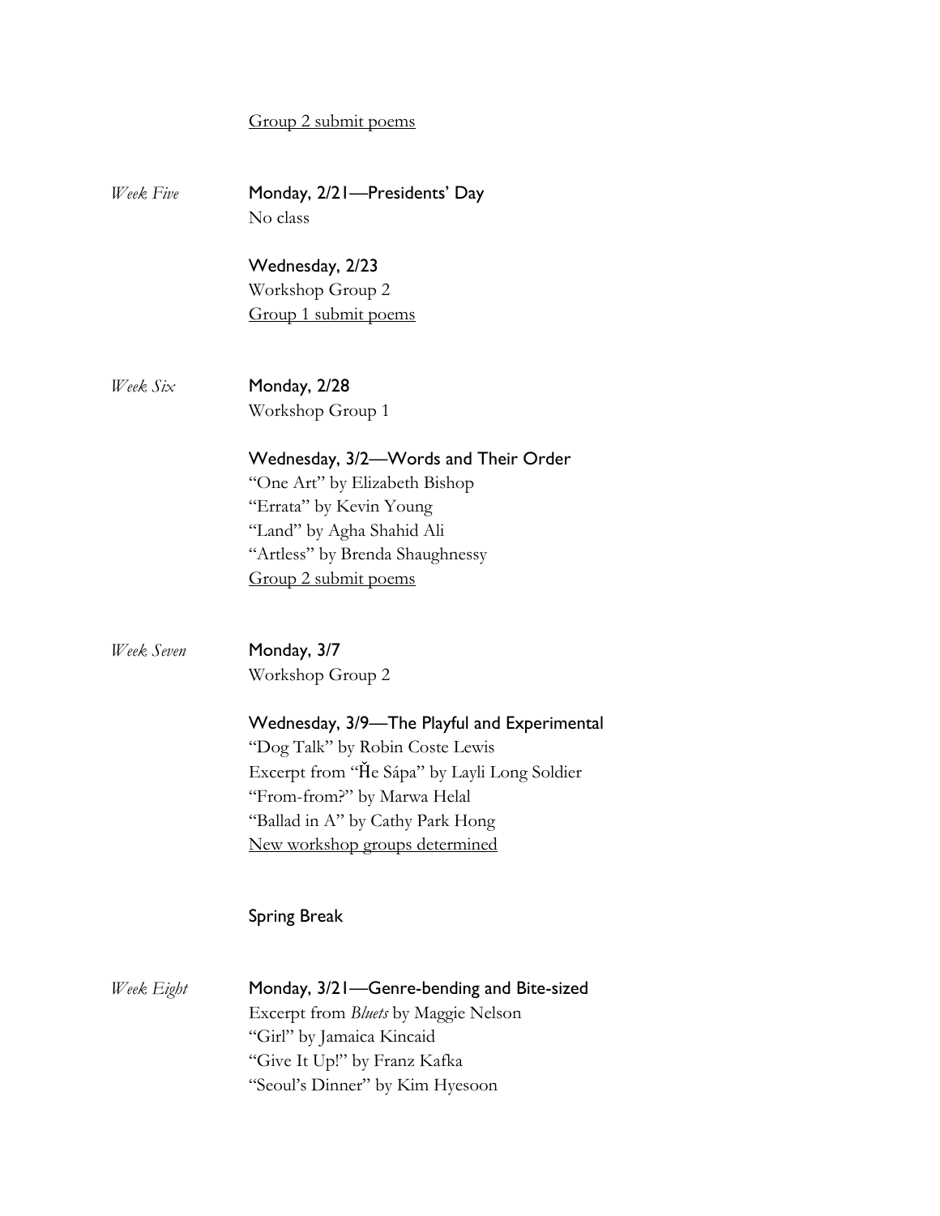<u>Group 2 submit poems</u>

*Week Five* **Monday, 2/21—Presidents' Day**
No class

**Wednesday, 2/23**
Workshop Group 2
<u>Group 1 submit poems</u>

*Week Six* **Monday, 2/28**
Workshop Group 1

**Wednesday, 3/2—Words and Their Order**
"One Art" by Elizabeth Bishop
"Errata" by Kevin Young
"Land" by Agha Shahid Ali
"Artless" by Brenda Shaughnessy
<u>Group 2 submit poems</u>

*Week Seven* **Monday, 3/7**
Workshop Group 2

**Wednesday, 3/9—The Playful and Experimental**
"Dog Talk" by Robin Coste Lewis
Excerpt from "Ȟe Sápa" by Layli Long Soldier
"From-from?" by Marwa Helal
"Ballad in A" by Cathy Park Hong
<u>New workshop groups determined</u>

**Spring Break**

*Week Eight* **Monday, 3/21—Genre-bending and Bite-sized**
Excerpt from *Bluets* by Maggie Nelson
"Girl" by Jamaica Kincaid
"Give It Up!" by Franz Kafka
"Seoul's Dinner" by Kim Hyesoon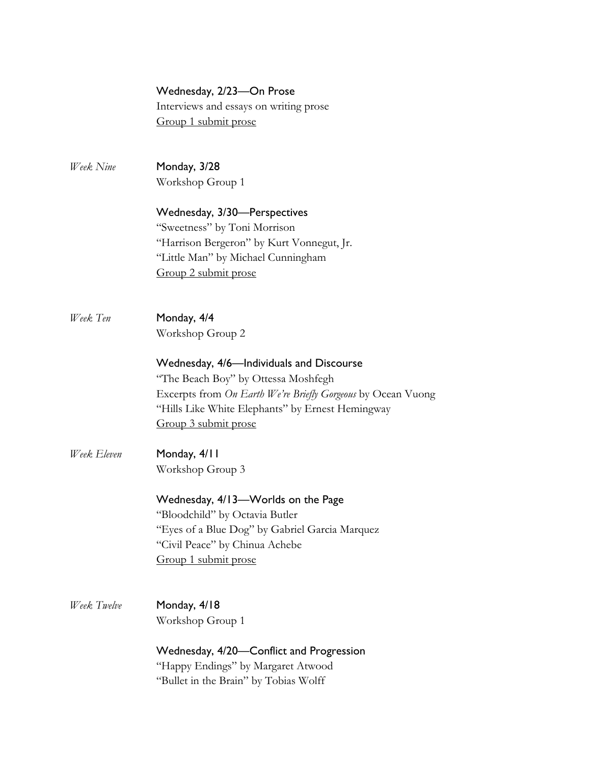**Wednesday, 2/23—On Prose**
Interviews and essays on writing prose
Group 1 submit prose

*Week Nine*

**Monday, 3/28**
Workshop Group 1

**Wednesday, 3/30—Perspectives**
"Sweetness" by Toni Morrison
"Harrison Bergeron" by Kurt Vonnegut, Jr.
"Little Man" by Michael Cunningham
Group 2 submit prose

*Week Ten*

**Monday, 4/4**
Workshop Group 2

**Wednesday, 4/6—Individuals and Discourse**
"The Beach Boy" by Ottessa Moshfegh
Excerpts from *On Earth We're Briefly Gorgeous* by Ocean Vuong
"Hills Like White Elephants" by Ernest Hemingway
Group 3 submit prose

*Week Eleven*

**Monday, 4/11**
Workshop Group 3

**Wednesday, 4/13—Worlds on the Page**
"Bloodchild" by Octavia Butler
"Eyes of a Blue Dog" by Gabriel Garcia Marquez
"Civil Peace" by Chinua Achebe
Group 1 submit prose

*Week Twelve*

**Monday, 4/18**
Workshop Group 1

**Wednesday, 4/20—Conflict and Progression**
"Happy Endings" by Margaret Atwood
"Bullet in the Brain" by Tobias Wolff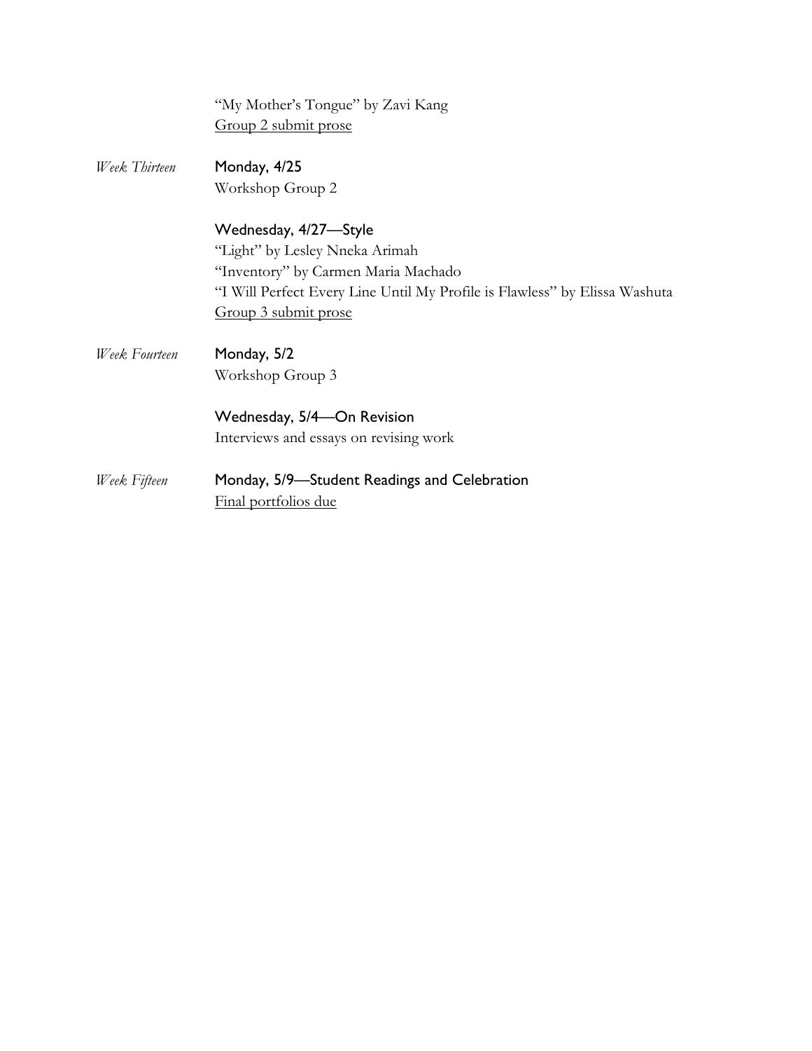"My Mother's Tongue" by Zavi Kang
Group 2 submit prose

*Week Thirteen* Monday, 4/25
Workshop Group 2

Wednesday, 4/27—Style
"Light" by Lesley Nneka Arimah
"Inventory" by Carmen Maria Machado
"I Will Perfect Every Line Until My Profile is Flawless" by Elissa Washuta
Group 3 submit prose

*Week Fourteen* Monday, 5/2
Workshop Group 3

Wednesday, 5/4—On Revision
Interviews and essays on revising work

*Week Fifteen* Monday, 5/9—Student Readings and Celebration
Final portfolios due